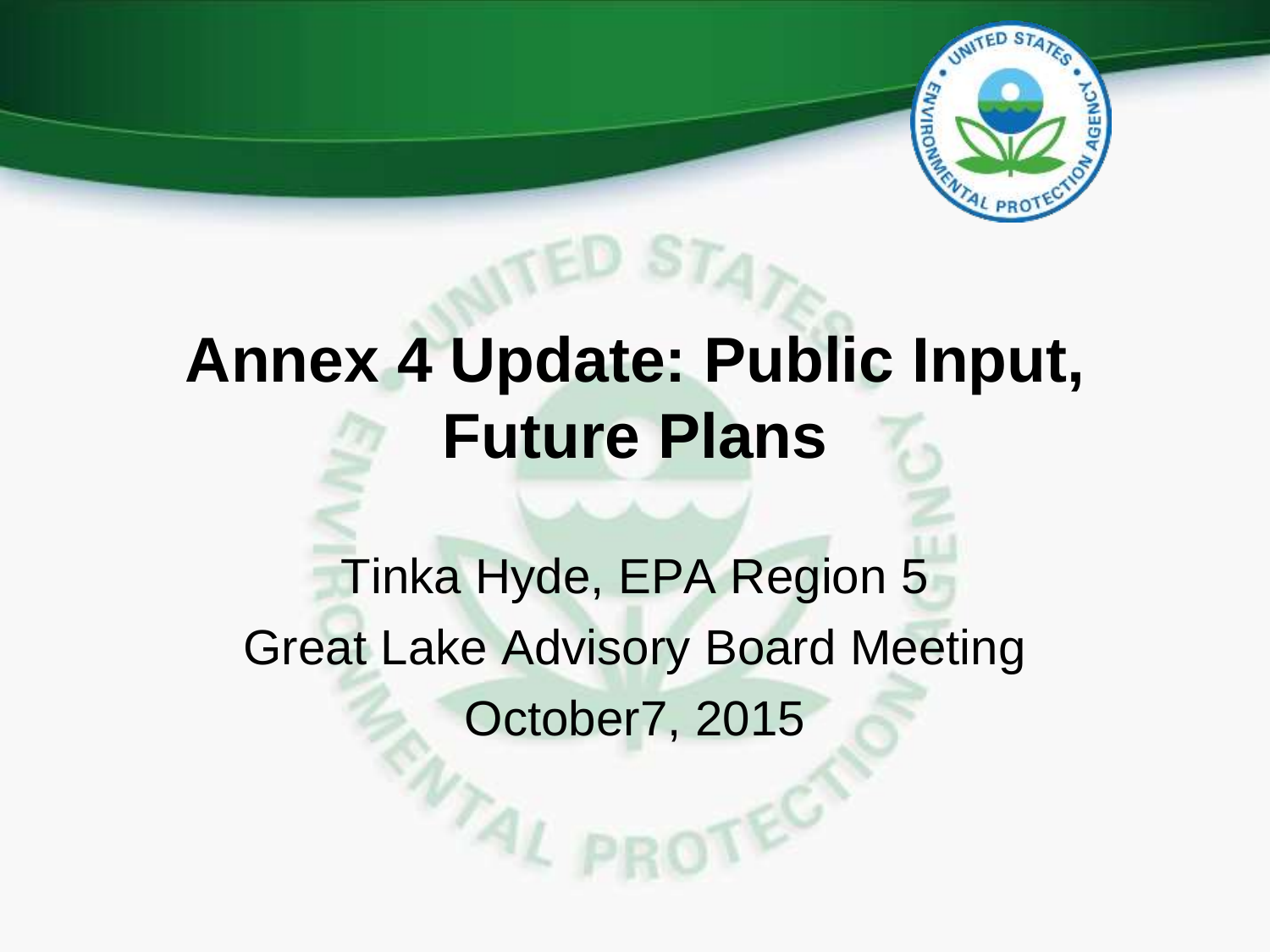# Annex 4 Update: Public Input, Future Plans

Tinka Hyde, EPA Region 5

Great Lake Advisory Board Meeting

October7, 2015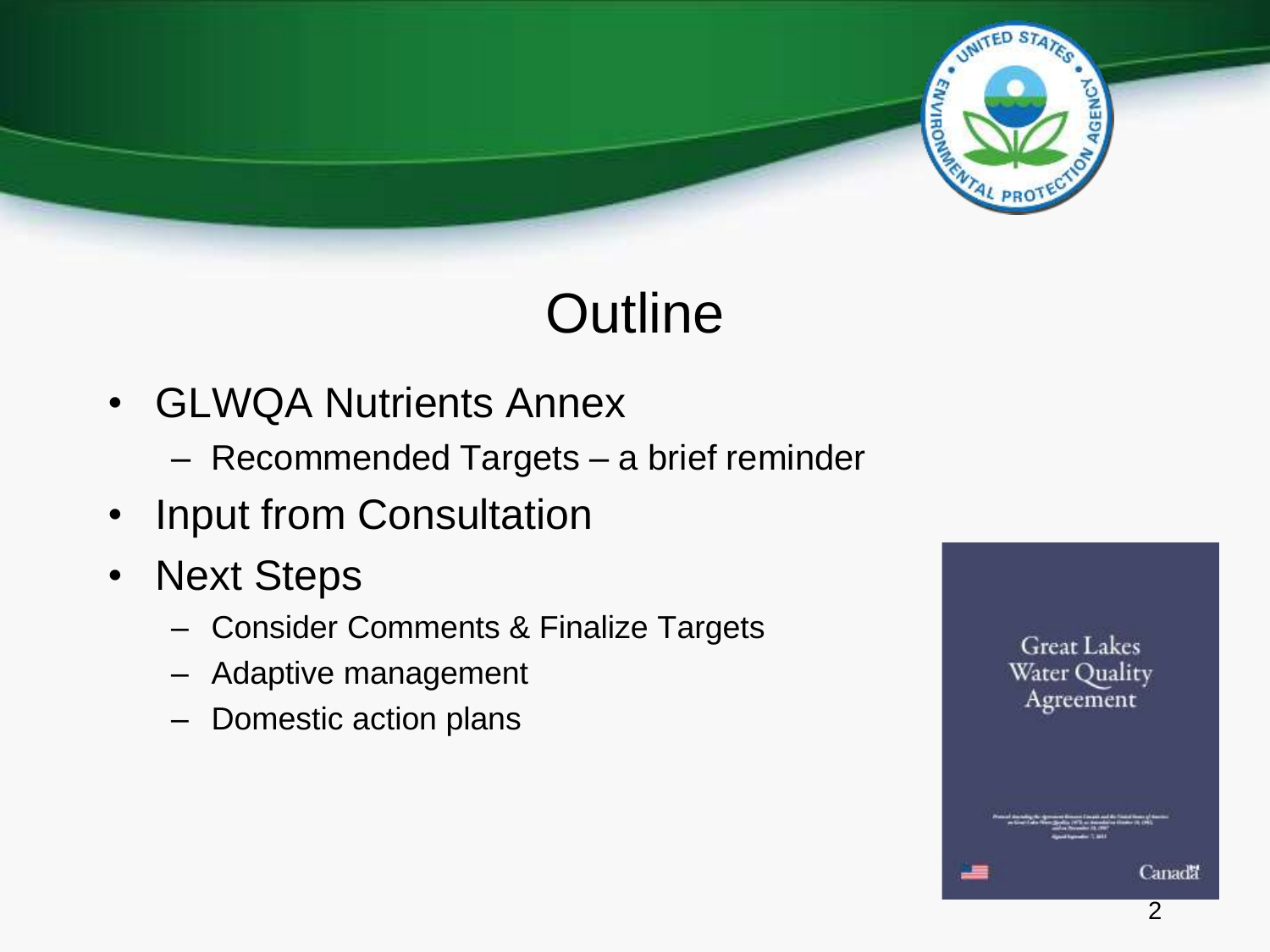# Outline

- GLWQA Nutrients Annex
  - Recommended Targets – a brief reminder
- Input from Consultation
- Next Steps
  - Consider Comments & Finalize Targets
  - Adaptive management
  - Domestic action plans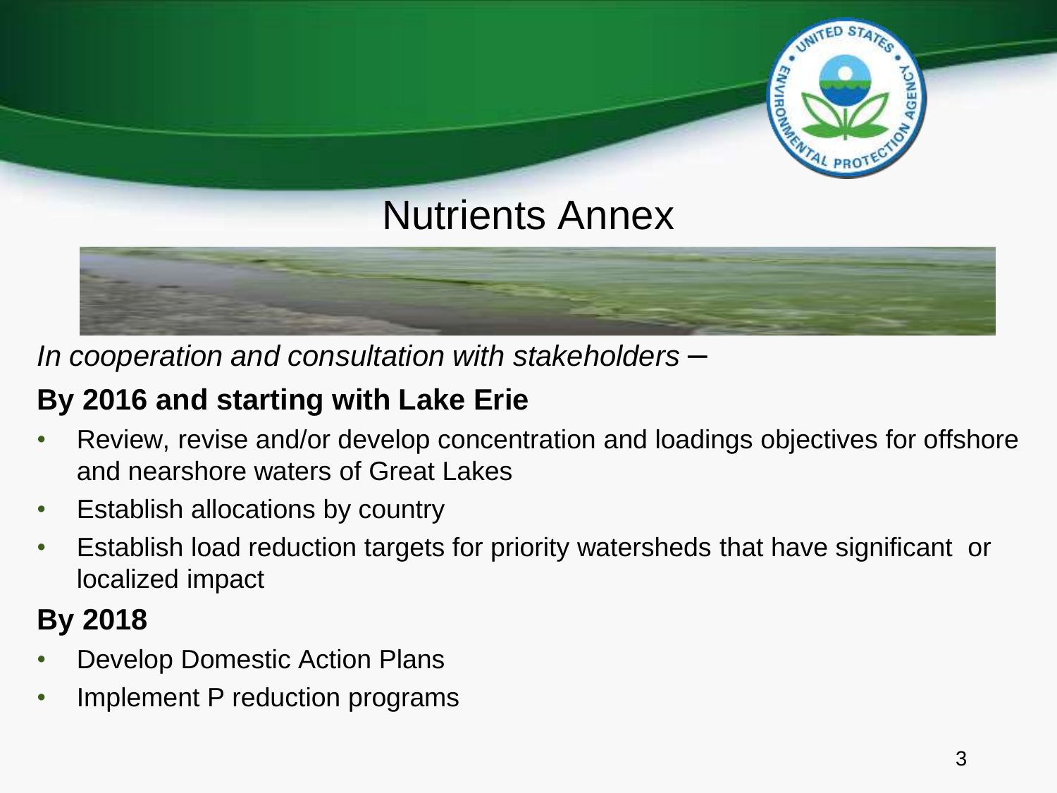# Nutrients Annex

*In cooperation and consultation with stakeholders* –

**By 2016 and starting with Lake Erie**

- Review, revise and/or develop concentration and loadings objectives for offshore and nearshore waters of Great Lakes
- Establish allocations by country
- Establish load reduction targets for priority watersheds that have significant or localized impact

**By 2018**

- Develop Domestic Action Plans
- Implement P reduction programs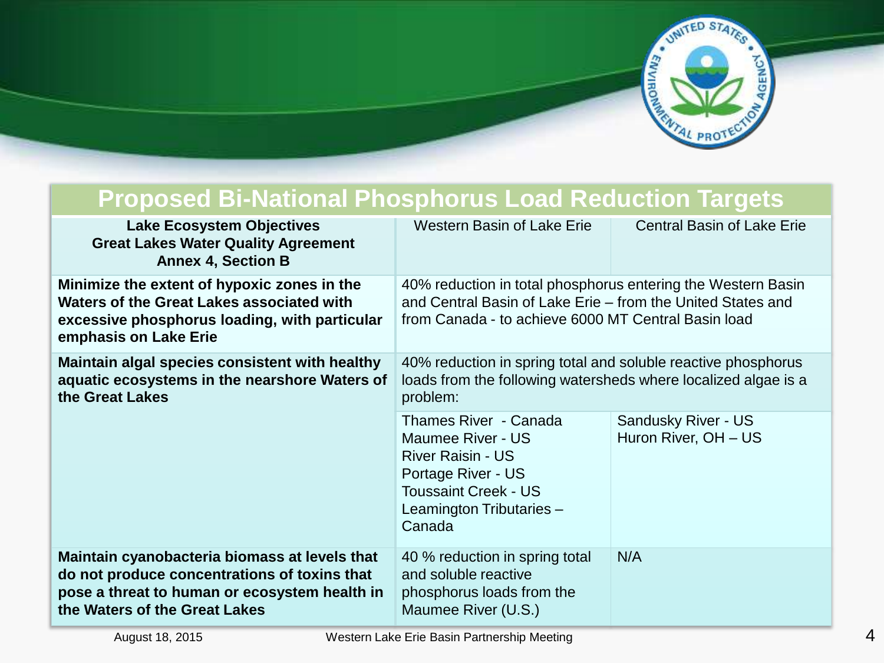## Proposed Bi-National Phosphorus Load Reduction Targets

| **Lake Ecosystem Objectives Great Lakes Water Quality Agreement Annex 4, Section B** | Western Basin of Lake Erie | Central Basin of Lake Erie |
|---|---|---|
| **Minimize the extent of hypoxic zones in the Waters of the Great Lakes associated with excessive phosphorus loading, with particular emphasis on Lake Erie** | 40% reduction in total phosphorus entering the Western Basin and Central Basin of Lake Erie – from the United States and from Canada - to achieve 6000 MT Central Basin load | |
| **Maintain algal species consistent with healthy aquatic ecosystems in the nearshore Waters of the Great Lakes** | 40% reduction in spring total and soluble reactive phosphorus loads from the following watersheds where localized algae is a problem: | |
| | Thames River - Canada<br>Maumee River - US<br>River Raisin - US<br>Portage River - US<br>Toussaint Creek - US<br>Leamington Tributaries – Canada | Sandusky River - US<br>Huron River, OH – US |
| **Maintain cyanobacteria biomass at levels that do not produce concentrations of toxins that pose a threat to human or ecosystem health in the Waters of the Great Lakes** | 40 % reduction in spring total and soluble reactive phosphorus loads from the Maumee River (U.S.) | N/A |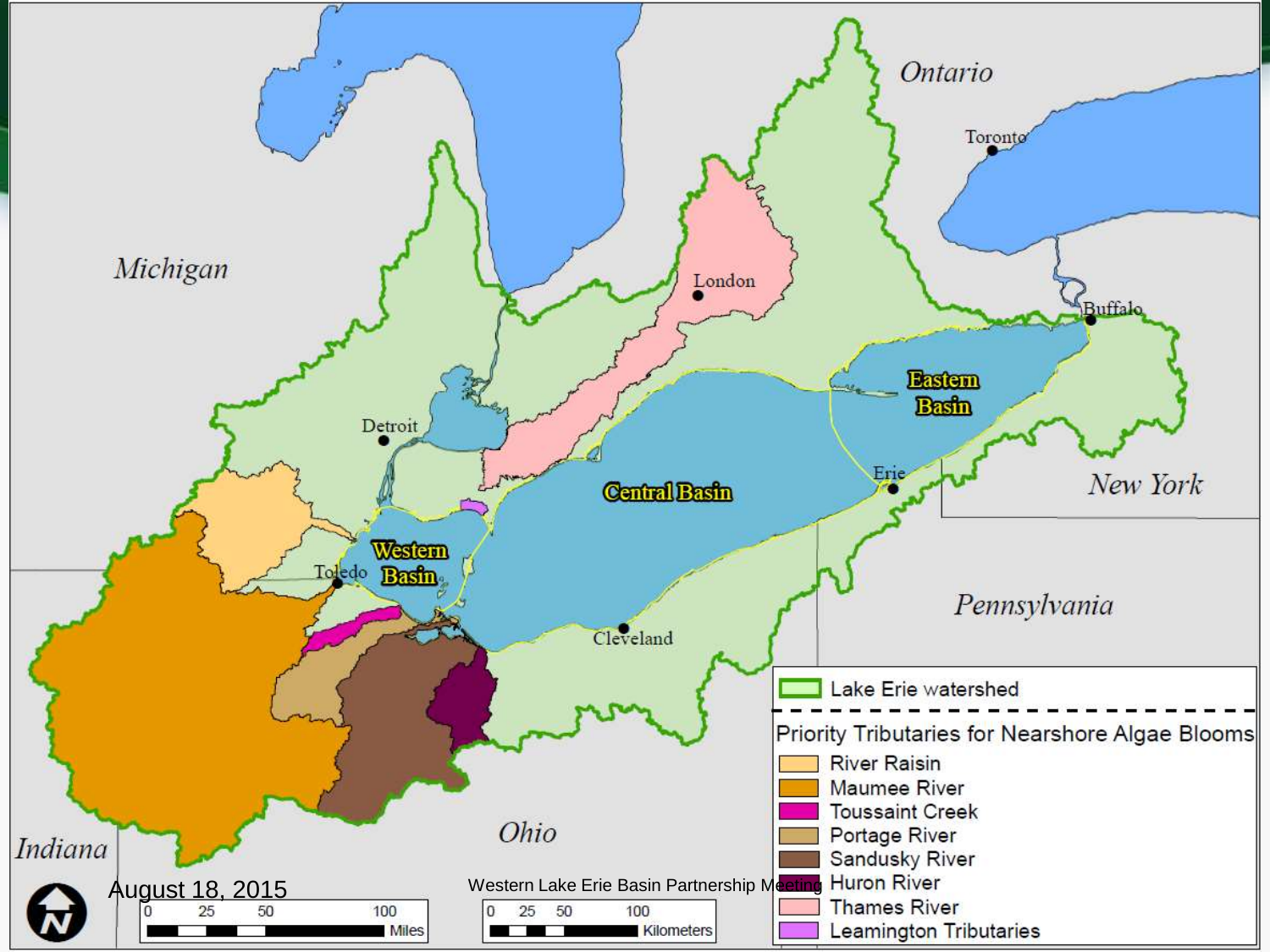Lake Erie watershed

Priority Tributaries for Nearshore Algae Blooms

- River Raisin
- Maumee River
- Toussaint Creek
- Portage River
- Sandusky River
- Huron River
- Thames River
- Leamington Tributaries

Michigan · Ontario · Toronto · London · Buffalo · Detroit · Toledo · Cleveland · Erie · New York · Pennsylvania · Ohio · Indiana

Western Basin · Central Basin · Eastern Basin

0 25 50 100 Miles

0 25 50 100 Kilometers

August 18, 2015

Western Lake Erie Basin Partnership Meeting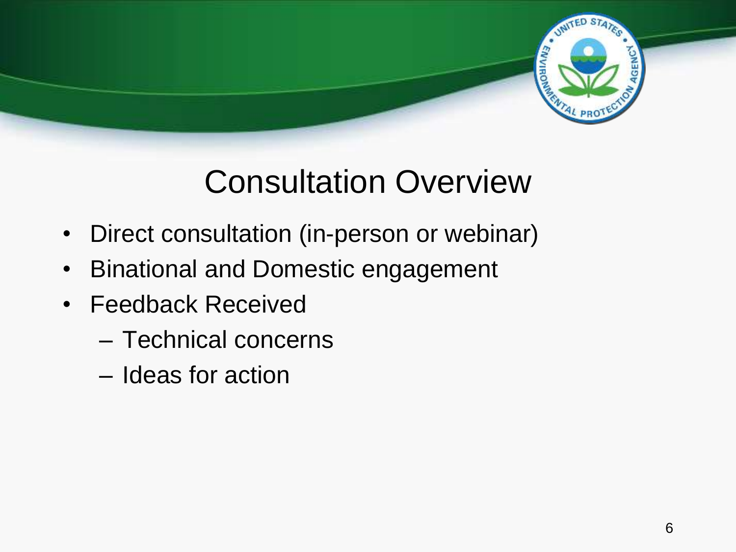# Consultation Overview

- Direct consultation (in-person or webinar)
- Binational and Domestic engagement
- Feedback Received
  - Technical concerns
  - Ideas for action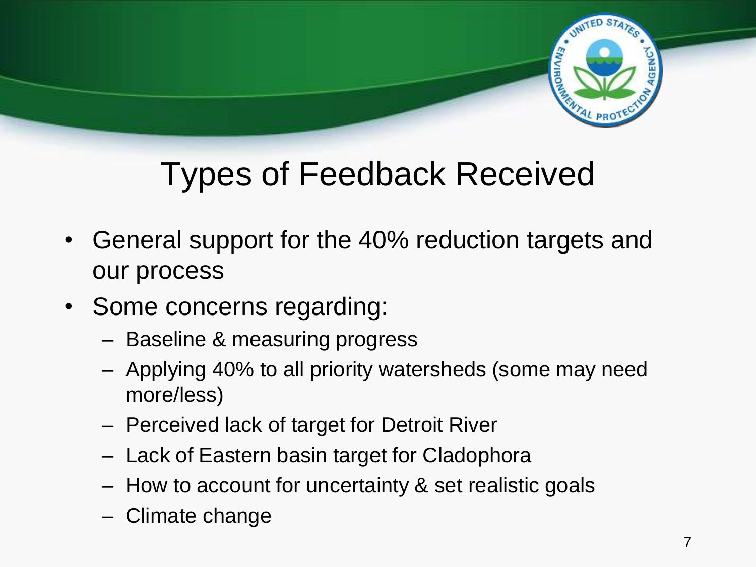# Types of Feedback Received

- General support for the 40% reduction targets and our process
- Some concerns regarding:
  - Baseline & measuring progress
  - Applying 40% to all priority watersheds (some may need more/less)
  - Perceived lack of target for Detroit River
  - Lack of Eastern basin target for Cladophora
  - How to account for uncertainty & set realistic goals
  - Climate change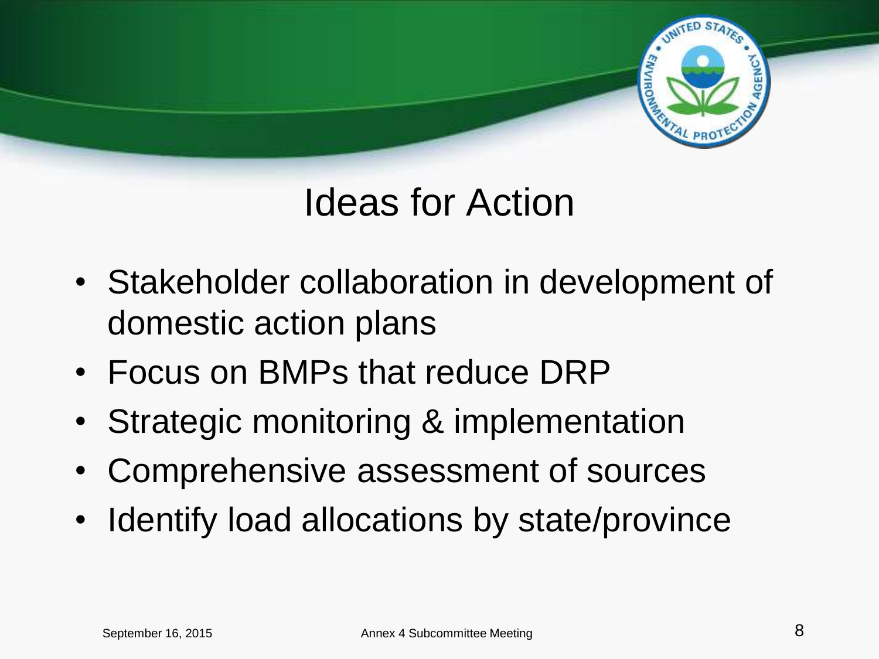# Ideas for Action

- Stakeholder collaboration in development of domestic action plans
- Focus on BMPs that reduce DRP
- Strategic monitoring & implementation
- Comprehensive assessment of sources
- Identify load allocations by state/province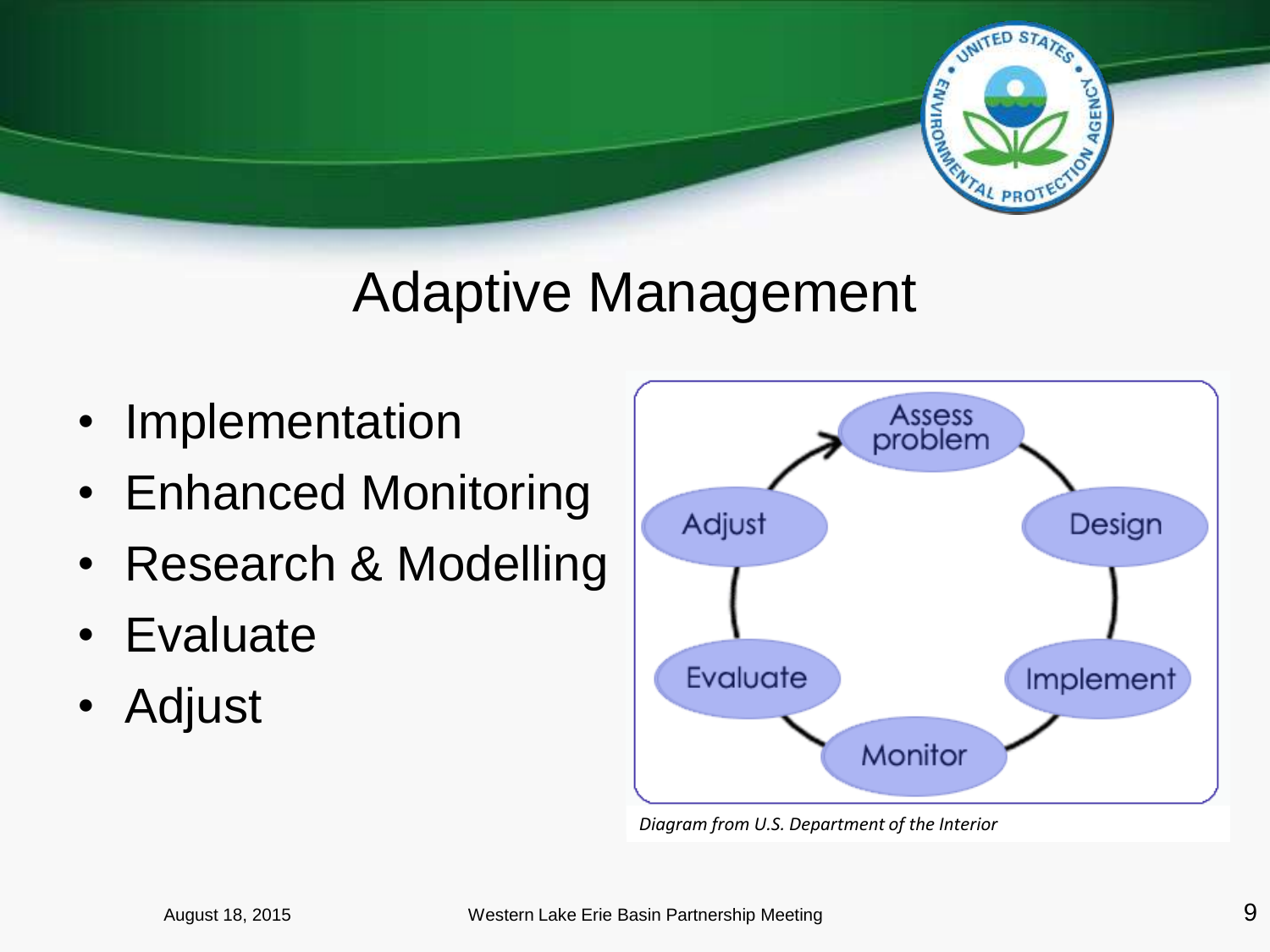# Adaptive Management

- Implementation
- Enhanced Monitoring
- Research & Modelling
- Evaluate
- Adjust

Assess problem → Design → Implement → Monitor → Evaluate → Adjust

*Diagram from U.S. Department of the Interior*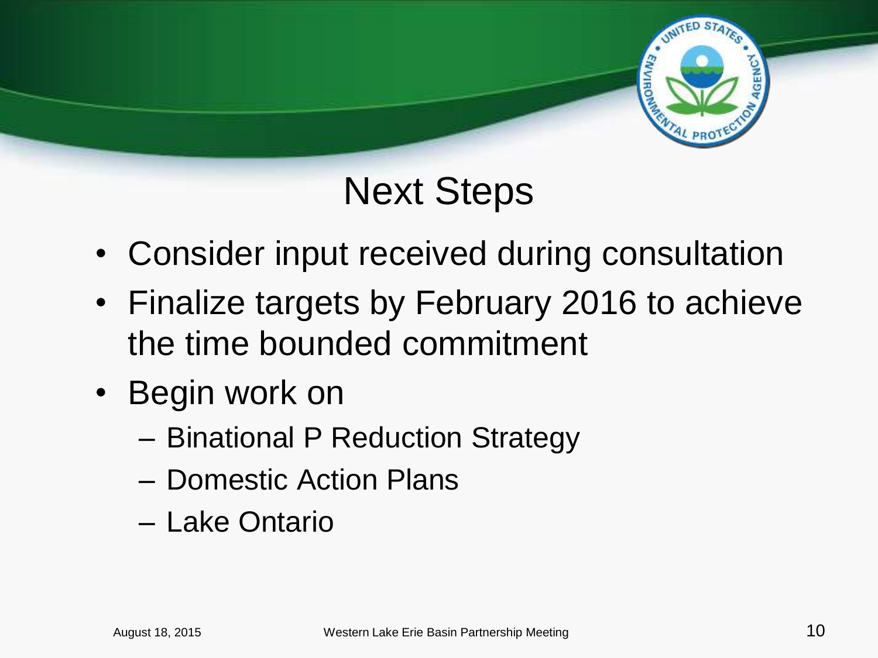# Next Steps

- Consider input received during consultation
- Finalize targets by February 2016 to achieve the time bounded commitment
- Begin work on
  - Binational P Reduction Strategy
  - Domestic Action Plans
  - Lake Ontario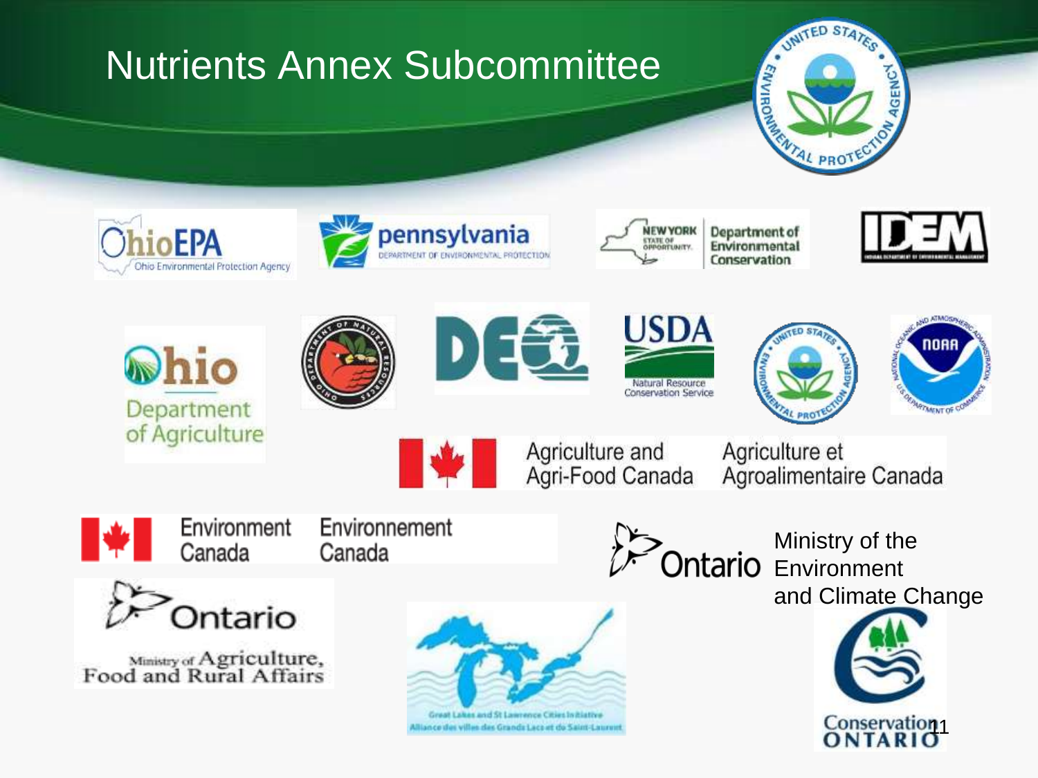# Nutrients Annex Subcommittee

OhioEPA
Ohio Environmental Protection Agency

pennsylvania
DEPARTMENT OF ENVIRONMENTAL PROTECTION

NEW YORK STATE OF OPPORTUNITY. Department of Environmental Conservation

IDEM

Ohio Department of Agriculture

DEQ

USDA
Natural Resource Conservation Service

NOAA

Agriculture and Agri-Food Canada
Agriculture et Agroalimentaire Canada

Environment Canada
Environnement Canada

Ontario Ministry of the Environment and Climate Change

Ontario
Ministry of Agriculture, Food and Rural Affairs

Great Lakes and St Lawrence Cities Initiative
Alliance des villes des Grands Lacs et du Saint-Laurent

Conservation ONTARIO